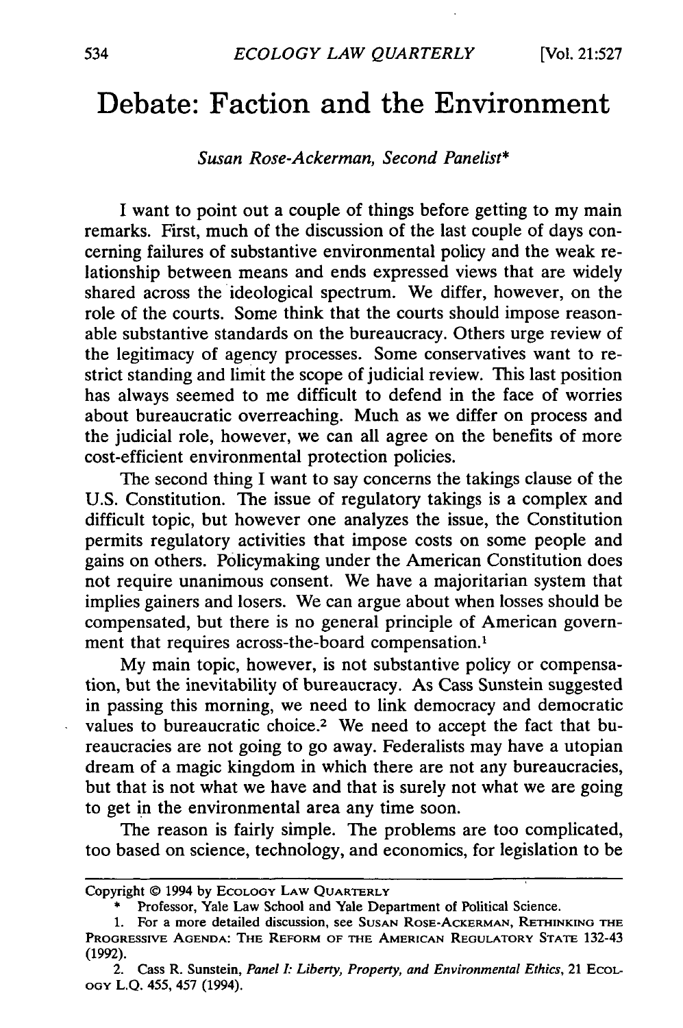# Debate: Faction and the Environment

*Susan Rose-Ackerman, Second Panelist**

I want to point out a couple of things before getting to my main remarks. First, much of the discussion of the last couple of days concerning failures of substantive environmental policy and the weak relationship between means and ends expressed views that are widely shared across the ideological spectrum. We differ, however, on the role of the courts. Some think that the courts should impose reasonable substantive standards on the bureaucracy. Others urge review of the legitimacy of agency processes. Some conservatives want to restrict standing and limit the scope of judicial review. This last position has always seemed to me difficult to defend in the face of worries about bureaucratic overreaching. Much as we differ on process and the judicial role, however, we can all agree on the benefits of more cost-efficient environmental protection policies.

The second thing I want to say concerns the takings clause of the U.S. Constitution. The issue of regulatory takings is a complex and difficult topic, but however one analyzes the issue, the Constitution permits regulatory activities that impose costs on some people and gains on others. Policymaking under the American Constitution does not require unanimous consent. We have a majoritarian system that implies gainers and losers. We can argue about when losses should be compensated, but there is no general principle of American government that requires across-the-board compensation.[1]

My main topic, however, is not substantive policy or compensation, but the inevitability of bureaucracy. As Cass Sunstein suggested in passing this morning, we need to link democracy and democratic values to bureaucratic choice.[2] We need to accept the fact that bureaucracies are not going to go away. Federalists may have a utopian dream of a magic kingdom in which there are not any bureaucracies, but that is not what we have and that is surely not what we are going to get in the environmental area any time soon.

The reason is fairly simple. The problems are too complicated, too based on science, technology, and economics, for legislation to be

---

Copyright © 1994 by Ecology Law Quarterly

\* Professor, Yale Law School and Yale Department of Political Science.

1. For a more detailed discussion, see Susan Rose-Ackerman, Rethinking the Progressive Agenda: The Reform of the American Regulatory State 132-43 (1992).

2. Cass R. Sunstein, *Panel I: Liberty, Property, and Environmental Ethics*, 21 Ecology L.Q. 455, 457 (1994).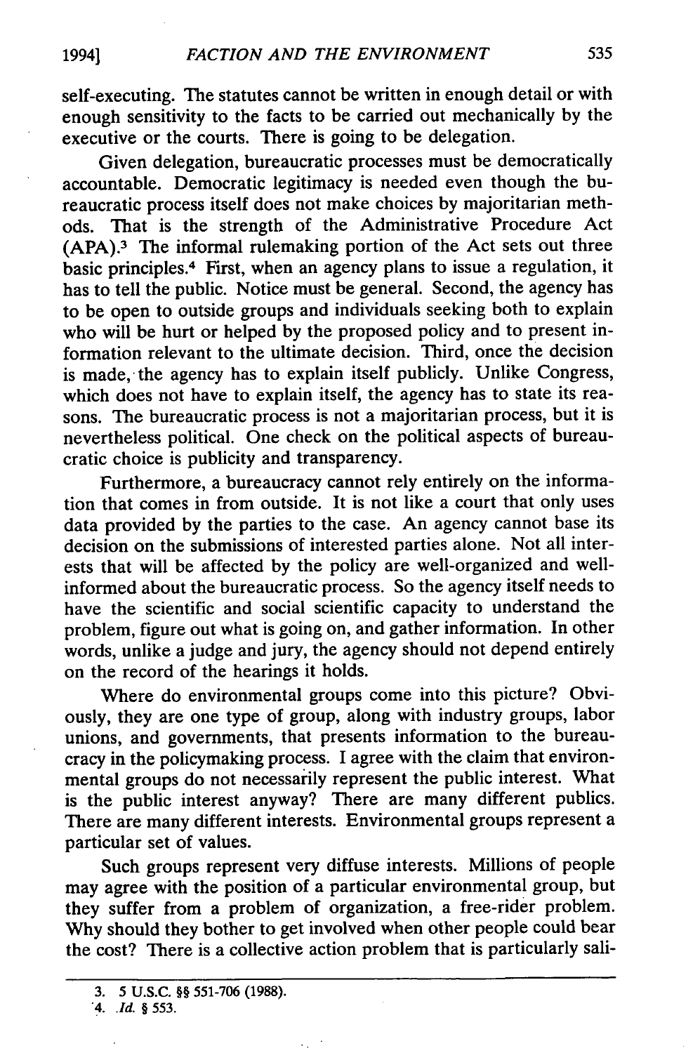self-executing. The statutes cannot be written in enough detail or with enough sensitivity to the facts to be carried out mechanically by the executive or the courts. There is going to be delegation.

Given delegation, bureaucratic processes must be democratically accountable. Democratic legitimacy is needed even though the bureaucratic process itself does not make choices by majoritarian methods. That is the strength of the Administrative Procedure Act (APA).[3] The informal rulemaking portion of the Act sets out three basic principles.[4] First, when an agency plans to issue a regulation, it has to tell the public. Notice must be general. Second, the agency has to be open to outside groups and individuals seeking both to explain who will be hurt or helped by the proposed policy and to present information relevant to the ultimate decision. Third, once the decision is made, the agency has to explain itself publicly. Unlike Congress, which does not have to explain itself, the agency has to state its reasons. The bureaucratic process is not a majoritarian process, but it is nevertheless political. One check on the political aspects of bureaucratic choice is publicity and transparency.

Furthermore, a bureaucracy cannot rely entirely on the information that comes in from outside. It is not like a court that only uses data provided by the parties to the case. An agency cannot base its decision on the submissions of interested parties alone. Not all interests that will be affected by the policy are well-organized and well-informed about the bureaucratic process. So the agency itself needs to have the scientific and social scientific capacity to understand the problem, figure out what is going on, and gather information. In other words, unlike a judge and jury, the agency should not depend entirely on the record of the hearings it holds.

Where do environmental groups come into this picture? Obviously, they are one type of group, along with industry groups, labor unions, and governments, that presents information to the bureaucracy in the policymaking process. I agree with the claim that environmental groups do not necessarily represent the public interest. What is the public interest anyway? There are many different publics. There are many different interests. Environmental groups represent a particular set of values.

Such groups represent very diffuse interests. Millions of people may agree with the position of a particular environmental group, but they suffer from a problem of organization, a free-rider problem. Why should they bother to get involved when other people could bear the cost? There is a collective action problem that is particularly sali-

---

3. 5 U.S.C. §§ 551-706 (1988).

4. *Id.* § 553.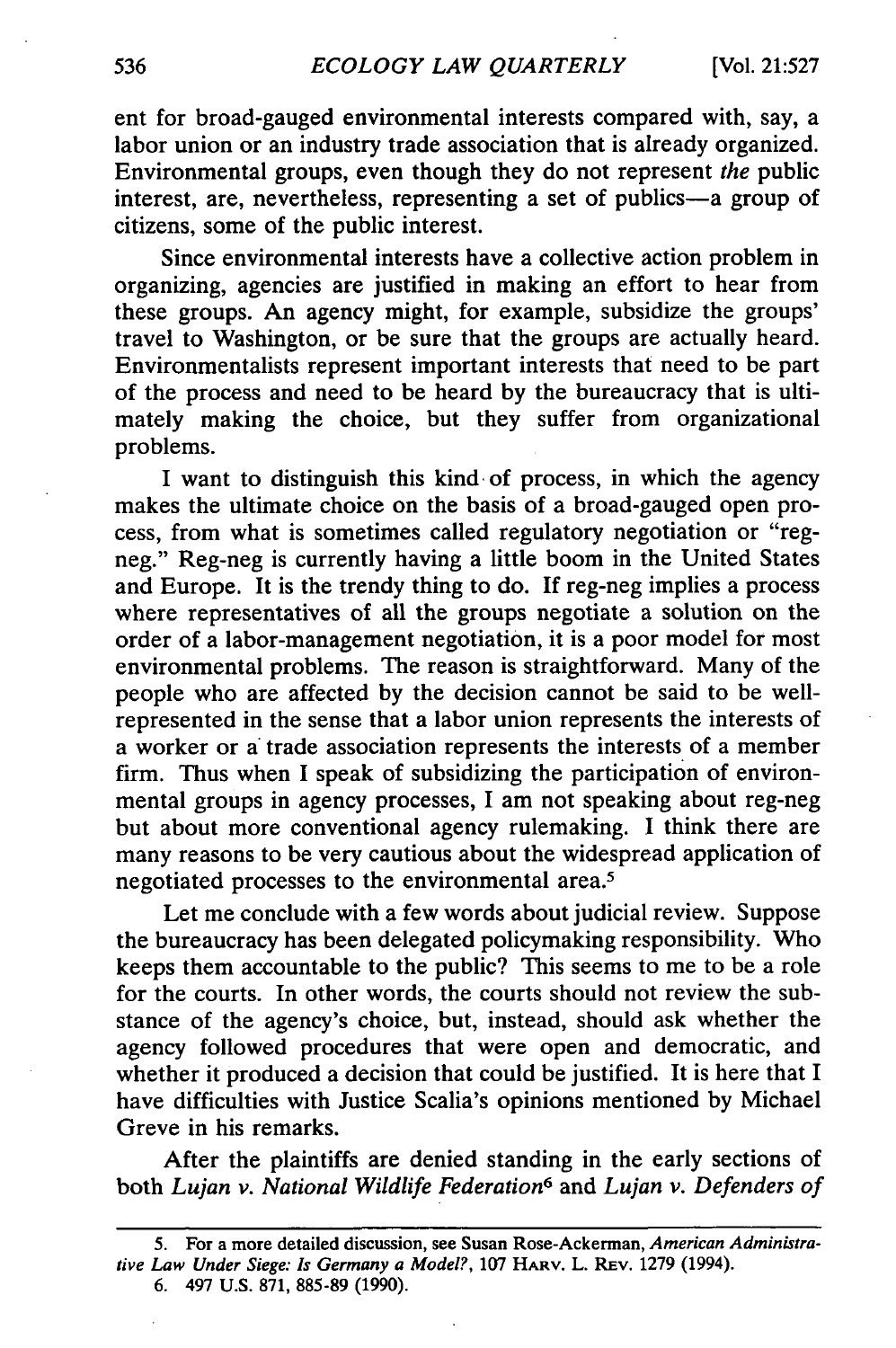ent for broad-gauged environmental interests compared with, say, a labor union or an industry trade association that is already organized. Environmental groups, even though they do not represent *the* public interest, are, nevertheless, representing a set of publics—a group of citizens, some of the public interest.

Since environmental interests have a collective action problem in organizing, agencies are justified in making an effort to hear from these groups. An agency might, for example, subsidize the groups' travel to Washington, or be sure that the groups are actually heard. Environmentalists represent important interests that need to be part of the process and need to be heard by the bureaucracy that is ultimately making the choice, but they suffer from organizational problems.

I want to distinguish this kind of process, in which the agency makes the ultimate choice on the basis of a broad-gauged open process, from what is sometimes called regulatory negotiation or "reg-neg." Reg-neg is currently having a little boom in the United States and Europe. It is the trendy thing to do. If reg-neg implies a process where representatives of all the groups negotiate a solution on the order of a labor-management negotiation, it is a poor model for most environmental problems. The reason is straightforward. Many of the people who are affected by the decision cannot be said to be well-represented in the sense that a labor union represents the interests of a worker or a trade association represents the interests of a member firm. Thus when I speak of subsidizing the participation of environmental groups in agency processes, I am not speaking about reg-neg but about more conventional agency rulemaking. I think there are many reasons to be very cautious about the widespread application of negotiated processes to the environmental area.[5]

Let me conclude with a few words about judicial review. Suppose the bureaucracy has been delegated policymaking responsibility. Who keeps them accountable to the public? This seems to me to be a role for the courts. In other words, the courts should not review the substance of the agency's choice, but, instead, should ask whether the agency followed procedures that were open and democratic, and whether it produced a decision that could be justified. It is here that I have difficulties with Justice Scalia's opinions mentioned by Michael Greve in his remarks.

After the plaintiffs are denied standing in the early sections of both *Lujan v. National Wildlife Federation*[6] and *Lujan v. Defenders of*

---

5. For a more detailed discussion, see Susan Rose-Ackerman, *American Administrative Law Under Siege: Is Germany a Model?*, 107 HARV. L. REV. 1279 (1994).

6. 497 U.S. 871, 885-89 (1990).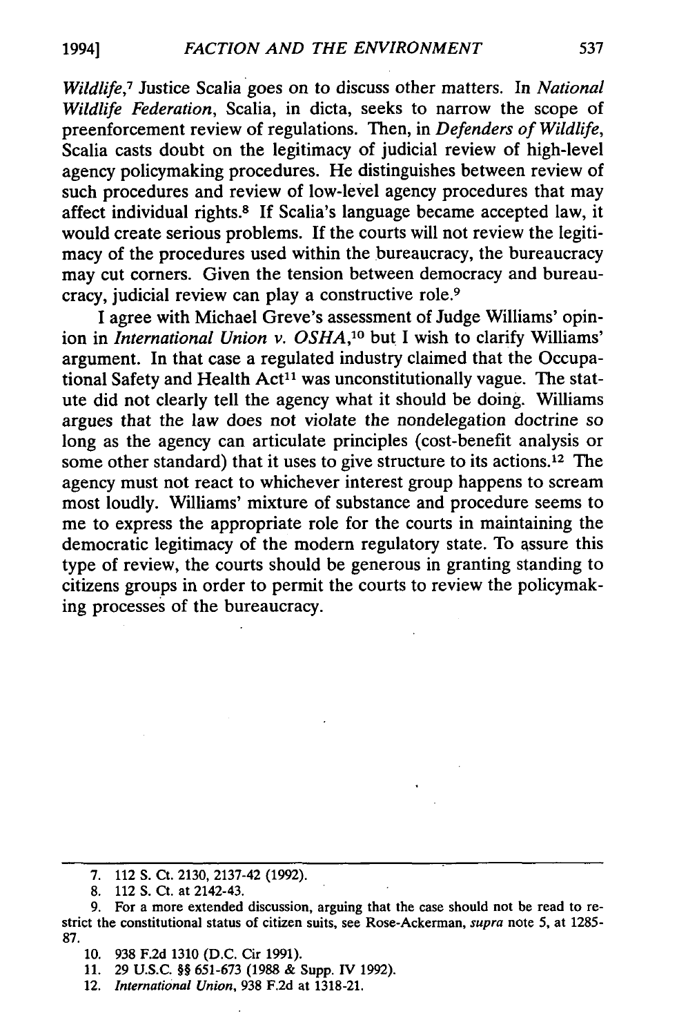*Wildlife*,[7] Justice Scalia goes on to discuss other matters. In *National Wildlife Federation*, Scalia, in dicta, seeks to narrow the scope of preenforcement review of regulations. Then, in *Defenders of Wildlife*, Scalia casts doubt on the legitimacy of judicial review of high-level agency policymaking procedures. He distinguishes between review of such procedures and review of low-level agency procedures that may affect individual rights.[8] If Scalia's language became accepted law, it would create serious problems. If the courts will not review the legitimacy of the procedures used within the bureaucracy, the bureaucracy may cut corners. Given the tension between democracy and bureaucracy, judicial review can play a constructive role.[9]

I agree with Michael Greve's assessment of Judge Williams' opinion in *International Union v. OSHA*,[10] but I wish to clarify Williams' argument. In that case a regulated industry claimed that the Occupational Safety and Health Act[11] was unconstitutionally vague. The statute did not clearly tell the agency what it should be doing. Williams argues that the law does not violate the nondelegation doctrine so long as the agency can articulate principles (cost-benefit analysis or some other standard) that it uses to give structure to its actions.[12] The agency must not react to whichever interest group happens to scream most loudly. Williams' mixture of substance and procedure seems to me to express the appropriate role for the courts in maintaining the democratic legitimacy of the modern regulatory state. To assure this type of review, the courts should be generous in granting standing to citizens groups in order to permit the courts to review the policymaking processes of the bureaucracy.

---

7. 112 S. Ct. 2130, 2137-42 (1992).
8. 112 S. Ct. at 2142-43.
9. For a more extended discussion, arguing that the case should not be read to restrict the constitutional status of citizen suits, see Rose-Ackerman, *supra* note 5, at 1285-87.
10. 938 F.2d 1310 (D.C. Cir 1991).
11. 29 U.S.C. §§ 651-673 (1988 & Supp. IV 1992).
12. *International Union*, 938 F.2d at 1318-21.